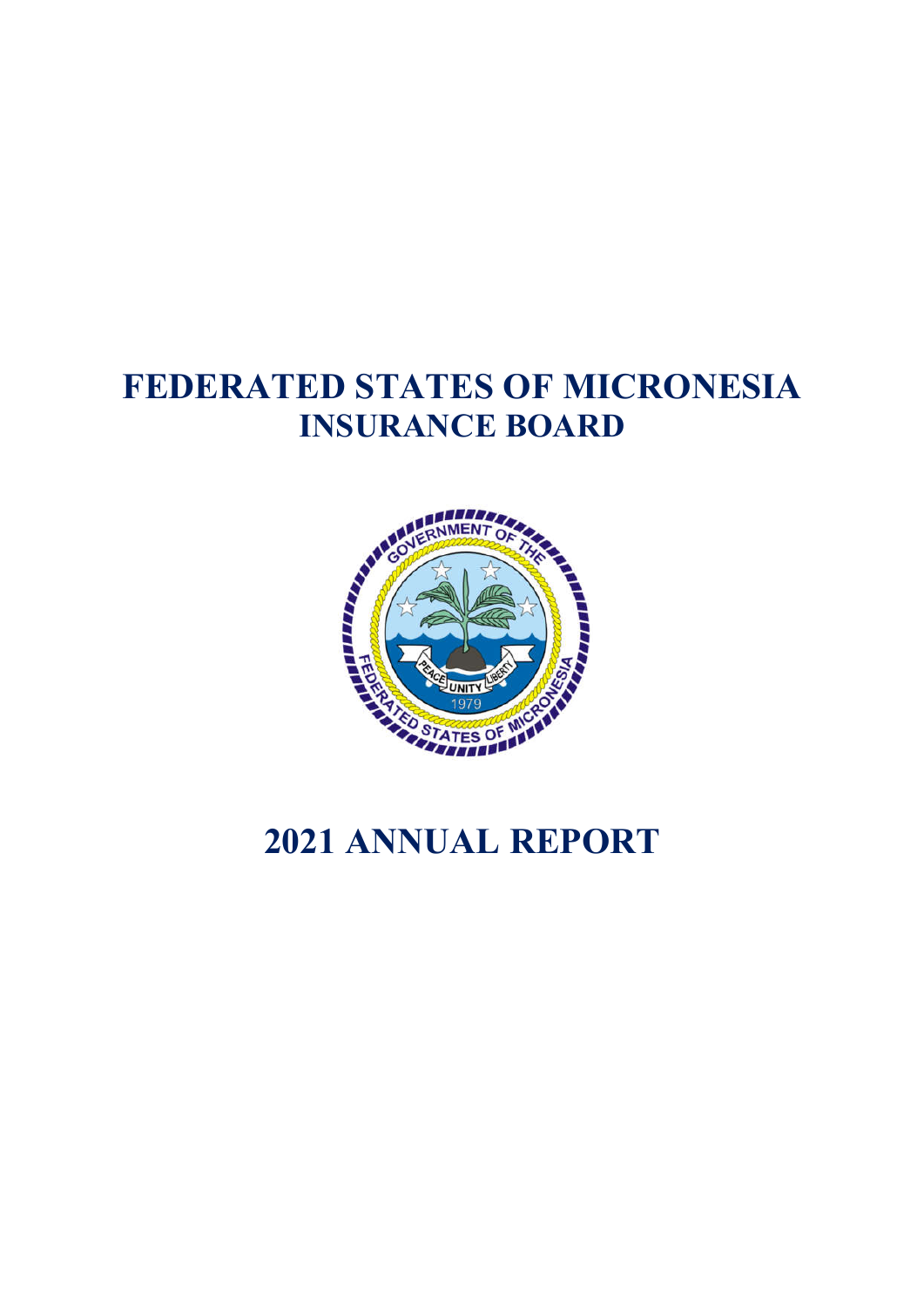# FEDERATED STATES OF MICRONESIA
## INSURANCE BOARD

# 2021 ANNUAL REPORT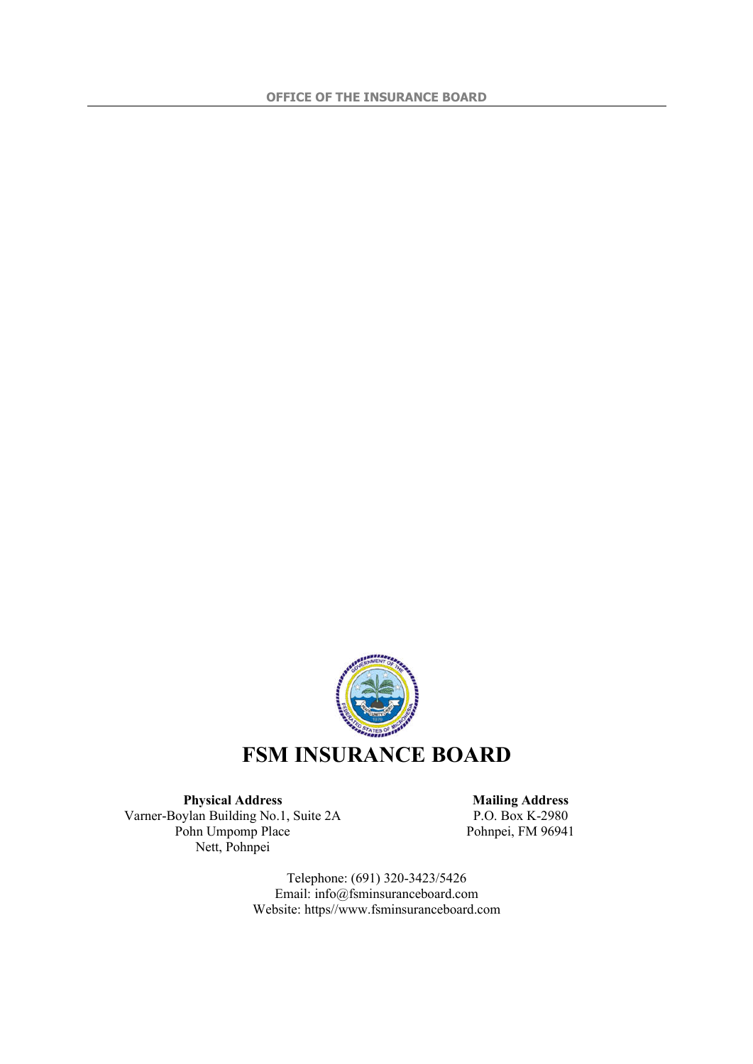# FSM INSURANCE BOARD

**Physical Address**
Varner-Boylan Building No.1, Suite 2A
Pohn Umpomp Place
Nett, Pohnpei

**Mailing Address**
P.O. Box K-2980
Pohnpei, FM 96941

Telephone: (691) 320-3423/5426
Email: info@fsminsuranceboard.com
Website: https//www.fsminsuranceboard.com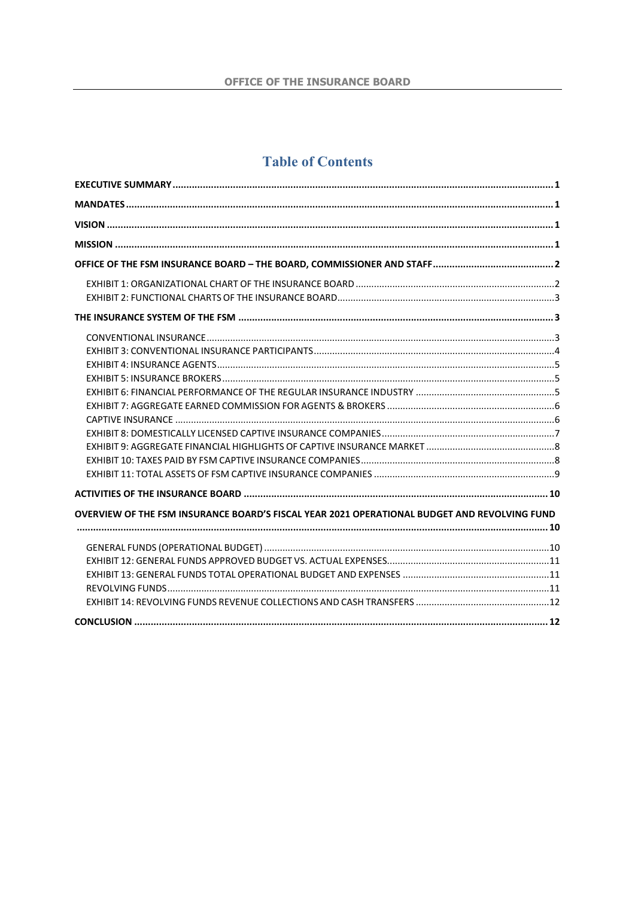# Table of Contents

| | |
|---|---|
| **EXECUTIVE SUMMARY** | **1** |
| **MANDATES** | **1** |
| **VISION** | **1** |
| **MISSION** | **1** |
| **OFFICE OF THE FSM INSURANCE BOARD – THE BOARD, COMMISSIONER AND STAFF** | **2** |
| EXHIBIT 1: ORGANIZATIONAL CHART OF THE INSURANCE BOARD | 2 |
| EXHIBIT 2: FUNCTIONAL CHARTS OF THE INSURANCE BOARD | 3 |
| **THE INSURANCE SYSTEM OF THE FSM** | **3** |
| CONVENTIONAL INSURANCE | 3 |
| EXHIBIT 3: CONVENTIONAL INSURANCE PARTICIPANTS | 4 |
| EXHIBIT 4: INSURANCE AGENTS | 5 |
| EXHIBIT 5: INSURANCE BROKERS | 5 |
| EXHIBIT 6: FINANCIAL PERFORMANCE OF THE REGULAR INSURANCE INDUSTRY | 5 |
| EXHIBIT 7: AGGREGATE EARNED COMMISSION FOR AGENTS & BROKERS | 6 |
| CAPTIVE INSURANCE | 6 |
| EXHIBIT 8: DOMESTICALLY LICENSED CAPTIVE INSURANCE COMPANIES | 7 |
| EXHIBIT 9: AGGREGATE FINANCIAL HIGHLIGHTS OF CAPTIVE INSURANCE MARKET | 8 |
| EXHIBIT 10: TAXES PAID BY FSM CAPTIVE INSURANCE COMPANIES | 8 |
| EXHIBIT 11: TOTAL ASSETS OF FSM CAPTIVE INSURANCE COMPANIES | 9 |
| **ACTIVITIES OF THE INSURANCE BOARD** | **10** |
| **OVERVIEW OF THE FSM INSURANCE BOARD'S FISCAL YEAR 2021 OPERATIONAL BUDGET AND REVOLVING FUND** | **10** |
| GENERAL FUNDS (OPERATIONAL BUDGET) | 10 |
| EXHIBIT 12: GENERAL FUNDS APPROVED BUDGET VS. ACTUAL EXPENSES | 11 |
| EXHIBIT 13: GENERAL FUNDS TOTAL OPERATIONAL BUDGET AND EXPENSES | 11 |
| REVOLVING FUNDS | 11 |
| EXHIBIT 14: REVOLVING FUNDS REVENUE COLLECTIONS AND CASH TRANSFERS | 12 |
| **CONCLUSION** | **12** |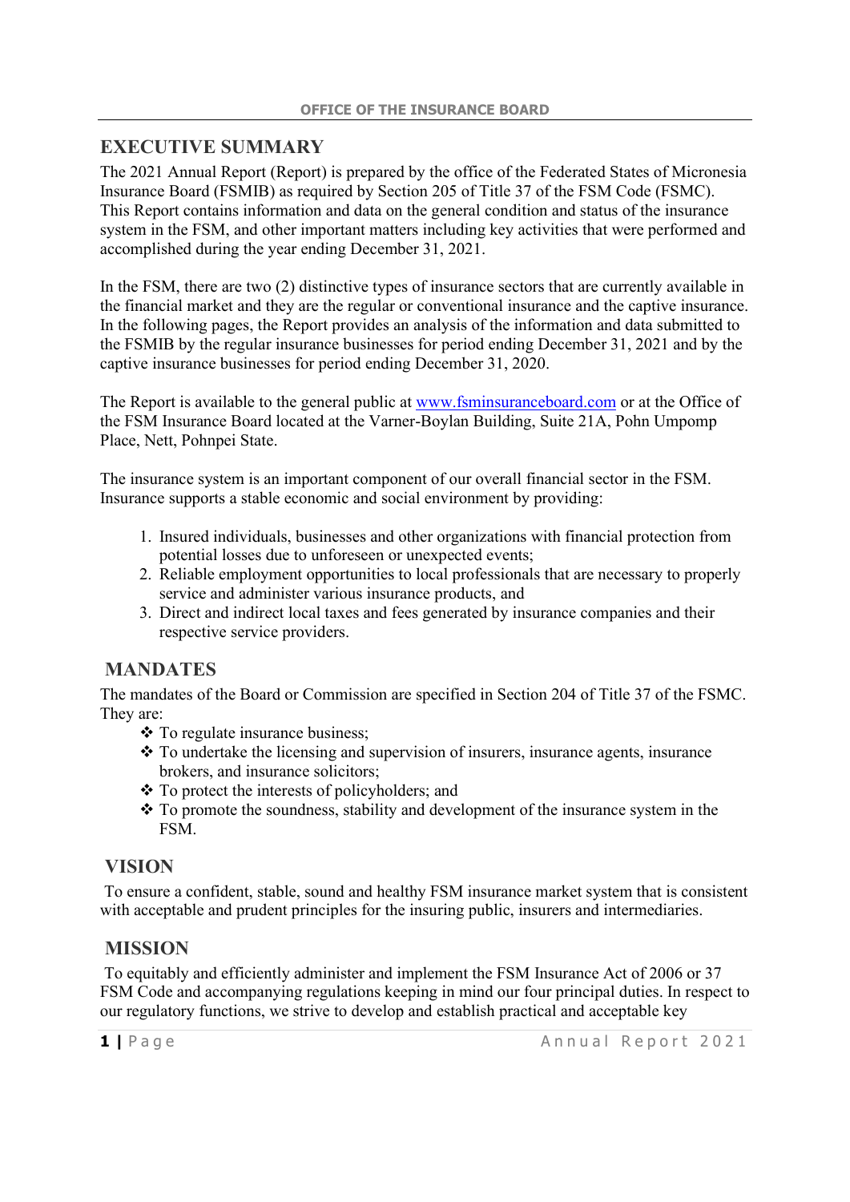## EXECUTIVE SUMMARY

The 2021 Annual Report (Report) is prepared by the office of the Federated States of Micronesia Insurance Board (FSMIB) as required by Section 205 of Title 37 of the FSM Code (FSMC). This Report contains information and data on the general condition and status of the insurance system in the FSM, and other important matters including key activities that were performed and accomplished during the year ending December 31, 2021.

In the FSM, there are two (2) distinctive types of insurance sectors that are currently available in the financial market and they are the regular or conventional insurance and the captive insurance. In the following pages, the Report provides an analysis of the information and data submitted to the FSMIB by the regular insurance businesses for period ending December 31, 2021 and by the captive insurance businesses for period ending December 31, 2020.

The Report is available to the general public at www.fsminsuranceboard.com or at the Office of the FSM Insurance Board located at the Varner-Boylan Building, Suite 21A, Pohn Umpomp Place, Nett, Pohnpei State.

The insurance system is an important component of our overall financial sector in the FSM. Insurance supports a stable economic and social environment by providing:

1. Insured individuals, businesses and other organizations with financial protection from potential losses due to unforeseen or unexpected events;
2. Reliable employment opportunities to local professionals that are necessary to properly service and administer various insurance products, and
3. Direct and indirect local taxes and fees generated by insurance companies and their respective service providers.

## MANDATES

The mandates of the Board or Commission are specified in Section 204 of Title 37 of the FSMC. They are:

- To regulate insurance business;
- To undertake the licensing and supervision of insurers, insurance agents, insurance brokers, and insurance solicitors;
- To protect the interests of policyholders; and
- To promote the soundness, stability and development of the insurance system in the FSM.

## VISION

To ensure a confident, stable, sound and healthy FSM insurance market system that is consistent with acceptable and prudent principles for the insuring public, insurers and intermediaries.

## MISSION

To equitably and efficiently administer and implement the FSM Insurance Act of 2006 or 37 FSM Code and accompanying regulations keeping in mind our four principal duties. In respect to our regulatory functions, we strive to develop and establish practical and acceptable key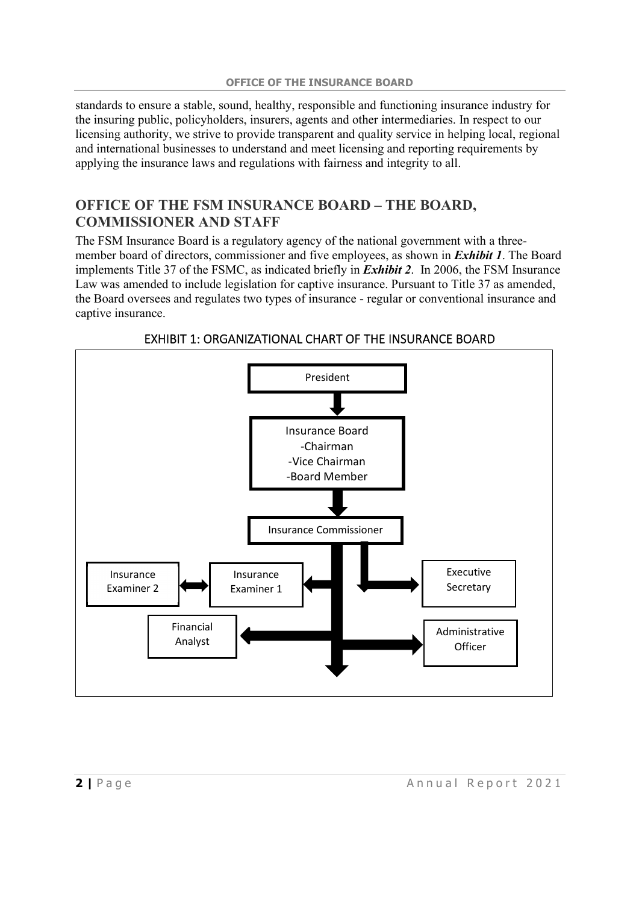standards to ensure a stable, sound, healthy, responsible and functioning insurance industry for the insuring public, policyholders, insurers, agents and other intermediaries. In respect to our licensing authority, we strive to provide transparent and quality service in helping local, regional and international businesses to understand and meet licensing and reporting requirements by applying the insurance laws and regulations with fairness and integrity to all.

## OFFICE OF THE FSM INSURANCE BOARD – THE BOARD, COMMISSIONER AND STAFF

The FSM Insurance Board is a regulatory agency of the national government with a three-member board of directors, commissioner and five employees, as shown in ***Exhibit 1***. The Board implements Title 37 of the FSMC, as indicated briefly in ***Exhibit 2***. In 2006, the FSM Insurance Law was amended to include legislation for captive insurance. Pursuant to Title 37 as amended, the Board oversees and regulates two types of insurance - regular or conventional insurance and captive insurance.

### EXHIBIT 1: ORGANIZATIONAL CHART OF THE INSURANCE BOARD

President

Insurance Board
- Chairman
- Vice Chairman
- Board Member

Insurance Commissioner

Insurance Examiner 2

Insurance Examiner 1

Executive Secretary

Financial Analyst

Administrative Officer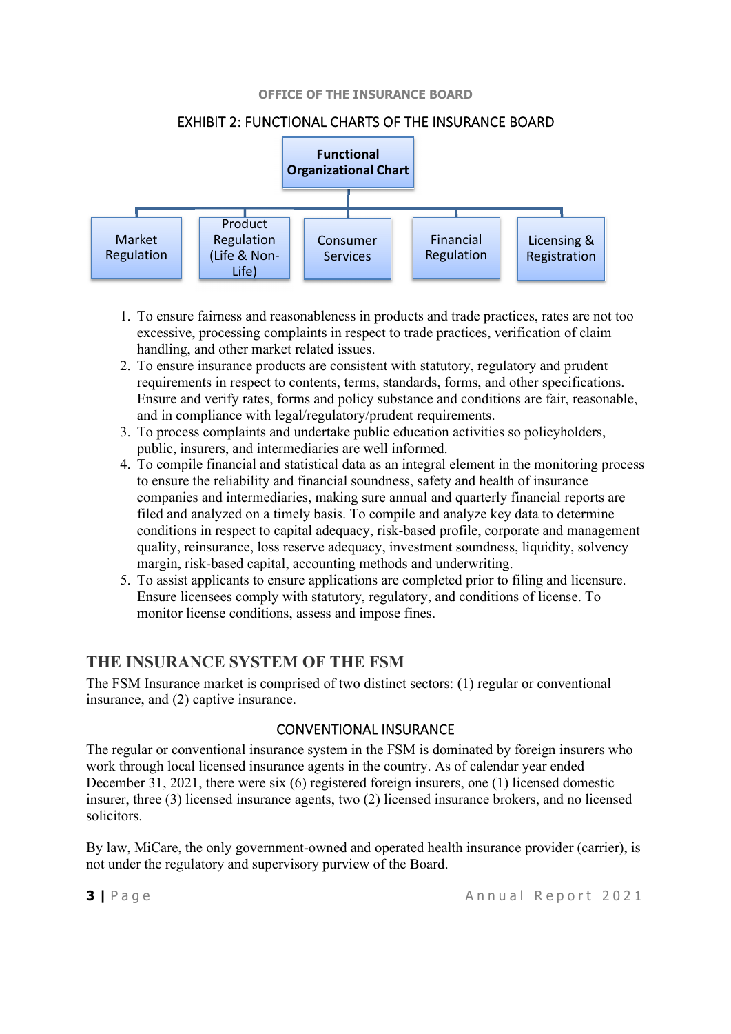EXHIBIT 2: FUNCTIONAL CHARTS OF THE INSURANCE BOARD

**Functional Organizational Chart**

- Market Regulation
- Product Regulation (Life & Non-Life)
- Consumer Services
- Financial Regulation
- Licensing & Registration

1. To ensure fairness and reasonableness in products and trade practices, rates are not too excessive, processing complaints in respect to trade practices, verification of claim handling, and other market related issues.
2. To ensure insurance products are consistent with statutory, regulatory and prudent requirements in respect to contents, terms, standards, forms, and other specifications. Ensure and verify rates, forms and policy substance and conditions are fair, reasonable, and in compliance with legal/regulatory/prudent requirements.
3. To process complaints and undertake public education activities so policyholders, public, insurers, and intermediaries are well informed.
4. To compile financial and statistical data as an integral element in the monitoring process to ensure the reliability and financial soundness, safety and health of insurance companies and intermediaries, making sure annual and quarterly financial reports are filed and analyzed on a timely basis. To compile and analyze key data to determine conditions in respect to capital adequacy, risk-based profile, corporate and management quality, reinsurance, loss reserve adequacy, investment soundness, liquidity, solvency margin, risk-based capital, accounting methods and underwriting.
5. To assist applicants to ensure applications are completed prior to filing and licensure. Ensure licensees comply with statutory, regulatory, and conditions of license. To monitor license conditions, assess and impose fines.

## THE INSURANCE SYSTEM OF THE FSM

The FSM Insurance market is comprised of two distinct sectors: (1) regular or conventional insurance, and (2) captive insurance.

### CONVENTIONAL INSURANCE

The regular or conventional insurance system in the FSM is dominated by foreign insurers who work through local licensed insurance agents in the country. As of calendar year ended December 31, 2021, there were six (6) registered foreign insurers, one (1) licensed domestic insurer, three (3) licensed insurance agents, two (2) licensed insurance brokers, and no licensed solicitors.

By law, MiCare, the only government-owned and operated health insurance provider (carrier), is not under the regulatory and supervisory purview of the Board.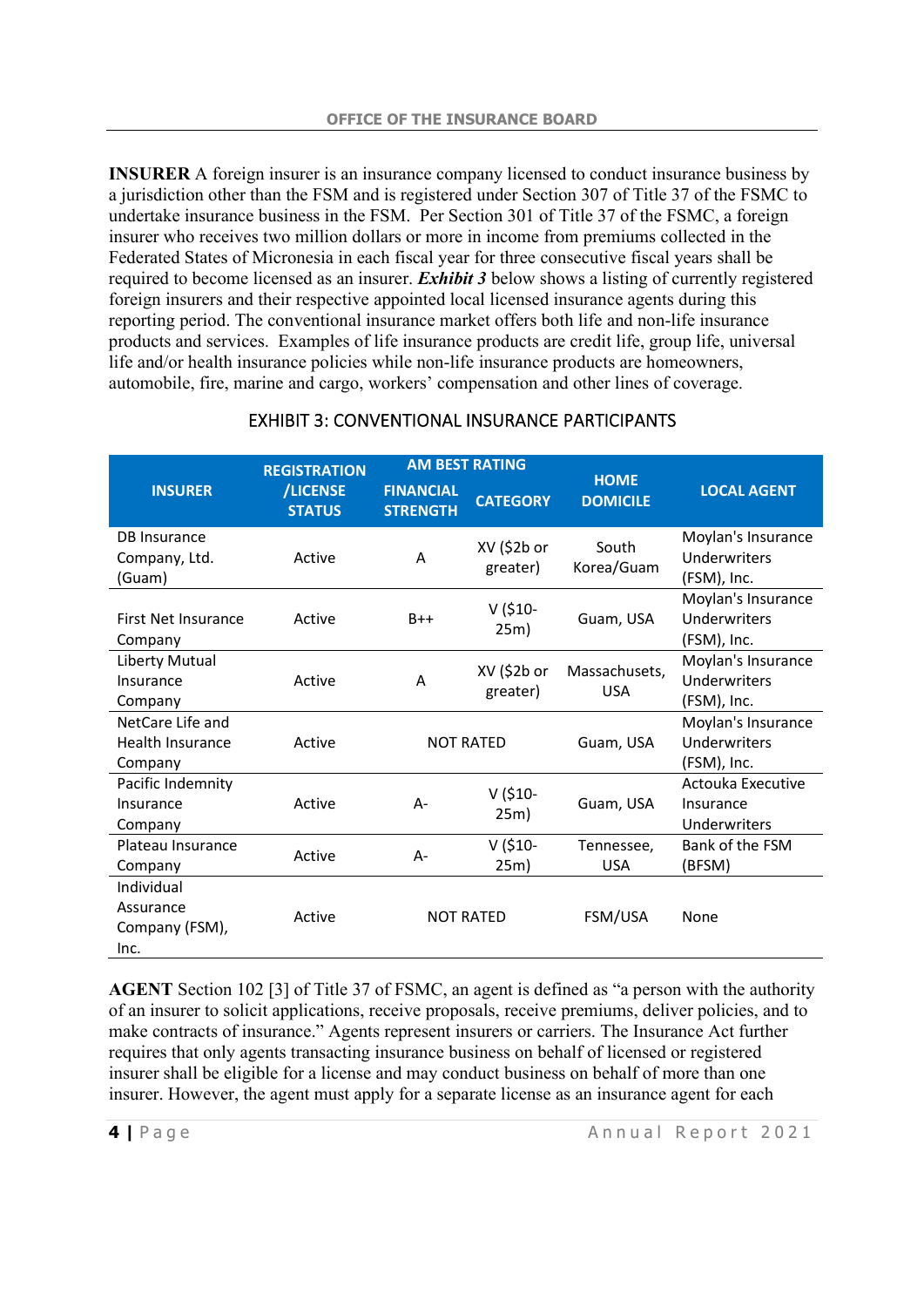**INSURER** A foreign insurer is an insurance company licensed to conduct insurance business by a jurisdiction other than the FSM and is registered under Section 307 of Title 37 of the FSMC to undertake insurance business in the FSM. Per Section 301 of Title 37 of the FSMC, a foreign insurer who receives two million dollars or more in income from premiums collected in the Federated States of Micronesia in each fiscal year for three consecutive fiscal years shall be required to become licensed as an insurer. ***Exhibit 3*** below shows a listing of currently registered foreign insurers and their respective appointed local licensed insurance agents during this reporting period. The conventional insurance market offers both life and non-life insurance products and services. Examples of life insurance products are credit life, group life, universal life and/or health insurance policies while non-life insurance products are homeowners, automobile, fire, marine and cargo, workers' compensation and other lines of coverage.

EXHIBIT 3: CONVENTIONAL INSURANCE PARTICIPANTS

| INSURER | REGISTRATION /LICENSE STATUS | AM BEST RATING | | HOME DOMICILE | LOCAL AGENT |
|---|---|---|---|---|---|
| | | FINANCIAL STRENGTH | CATEGORY | | |
| DB Insurance Company, Ltd. (Guam) | Active | A | XV ($2b or greater) | South Korea/Guam | Moylan's Insurance Underwriters (FSM), Inc. |
| First Net Insurance Company | Active | B++ | V ($10-25m) | Guam, USA | Moylan's Insurance Underwriters (FSM), Inc. |
| Liberty Mutual Insurance Company | Active | A | XV ($2b or greater) | Massachusets, USA | Moylan's Insurance Underwriters (FSM), Inc. |
| NetCare Life and Health Insurance Company | Active | NOT RATED | | Guam, USA | Moylan's Insurance Underwriters (FSM), Inc. |
| Pacific Indemnity Insurance Company | Active | A- | V ($10-25m) | Guam, USA | Actouka Executive Insurance Underwriters |
| Plateau Insurance Company | Active | A- | V ($10-25m) | Tennessee, USA | Bank of the FSM (BFSM) |
| Individual Assurance Company (FSM), Inc. | Active | NOT RATED | | FSM/USA | None |

**AGENT** Section 102 [3] of Title 37 of FSMC, an agent is defined as "a person with the authority of an insurer to solicit applications, receive proposals, receive premiums, deliver policies, and to make contracts of insurance." Agents represent insurers or carriers. The Insurance Act further requires that only agents transacting insurance business on behalf of licensed or registered insurer shall be eligible for a license and may conduct business on behalf of more than one insurer. However, the agent must apply for a separate license as an insurance agent for each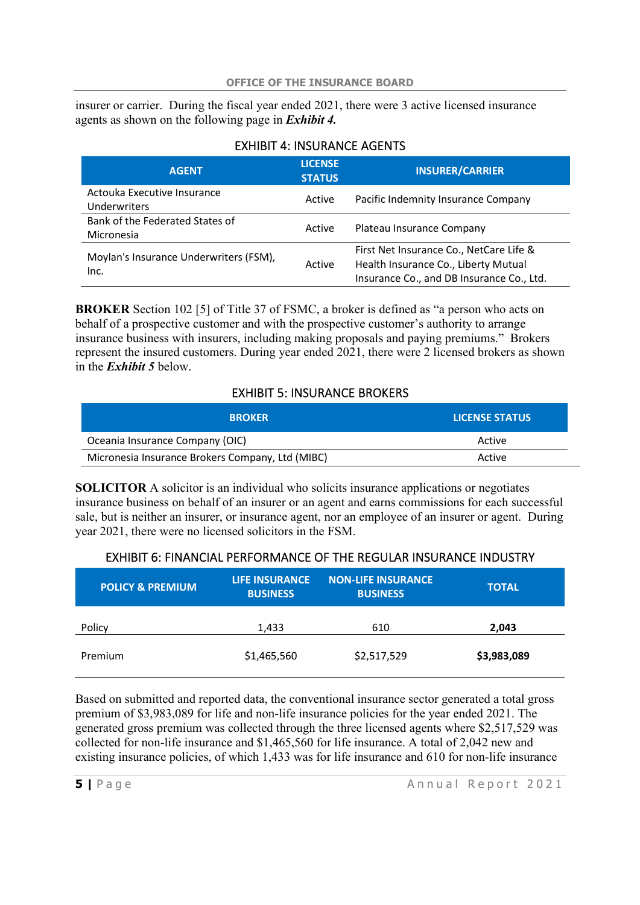insurer or carrier. During the fiscal year ended 2021, there were 3 active licensed insurance agents as shown on the following page in ***Exhibit 4.***

EXHIBIT 4: INSURANCE AGENTS

| AGENT | LICENSE STATUS | INSURER/CARRIER |
|---|---|---|
| Actouka Executive Insurance Underwriters | Active | Pacific Indemnity Insurance Company |
| Bank of the Federated States of Micronesia | Active | Plateau Insurance Company |
| Moylan's Insurance Underwriters (FSM), Inc. | Active | First Net Insurance Co., NetCare Life & Health Insurance Co., Liberty Mutual Insurance Co., and DB Insurance Co., Ltd. |

**BROKER** Section 102 [5] of Title 37 of FSMC, a broker is defined as "a person who acts on behalf of a prospective customer and with the prospective customer's authority to arrange insurance business with insurers, including making proposals and paying premiums." Brokers represent the insured customers. During year ended 2021, there were 2 licensed brokers as shown in the ***Exhibit 5*** below.

EXHIBIT 5: INSURANCE BROKERS

| BROKER | LICENSE STATUS |
|---|---|
| Oceania Insurance Company (OIC) | Active |
| Micronesia Insurance Brokers Company, Ltd (MIBC) | Active |

**SOLICITOR** A solicitor is an individual who solicits insurance applications or negotiates insurance business on behalf of an insurer or an agent and earns commissions for each successful sale, but is neither an insurer, or insurance agent, nor an employee of an insurer or agent. During year 2021, there were no licensed solicitors in the FSM.

EXHIBIT 6: FINANCIAL PERFORMANCE OF THE REGULAR INSURANCE INDUSTRY

| POLICY & PREMIUM | LIFE INSURANCE BUSINESS | NON-LIFE INSURANCE BUSINESS | TOTAL |
|---|---|---|---|
| Policy | 1,433 | 610 | **2,043** |
| Premium | $1,465,560 | $2,517,529 | **$3,983,089** |

Based on submitted and reported data, the conventional insurance sector generated a total gross premium of $3,983,089 for life and non-life insurance policies for the year ended 2021. The generated gross premium was collected through the three licensed agents where $2,517,529 was collected for non-life insurance and $1,465,560 for life insurance. A total of 2,042 new and existing insurance policies, of which 1,433 was for life insurance and 610 for non-life insurance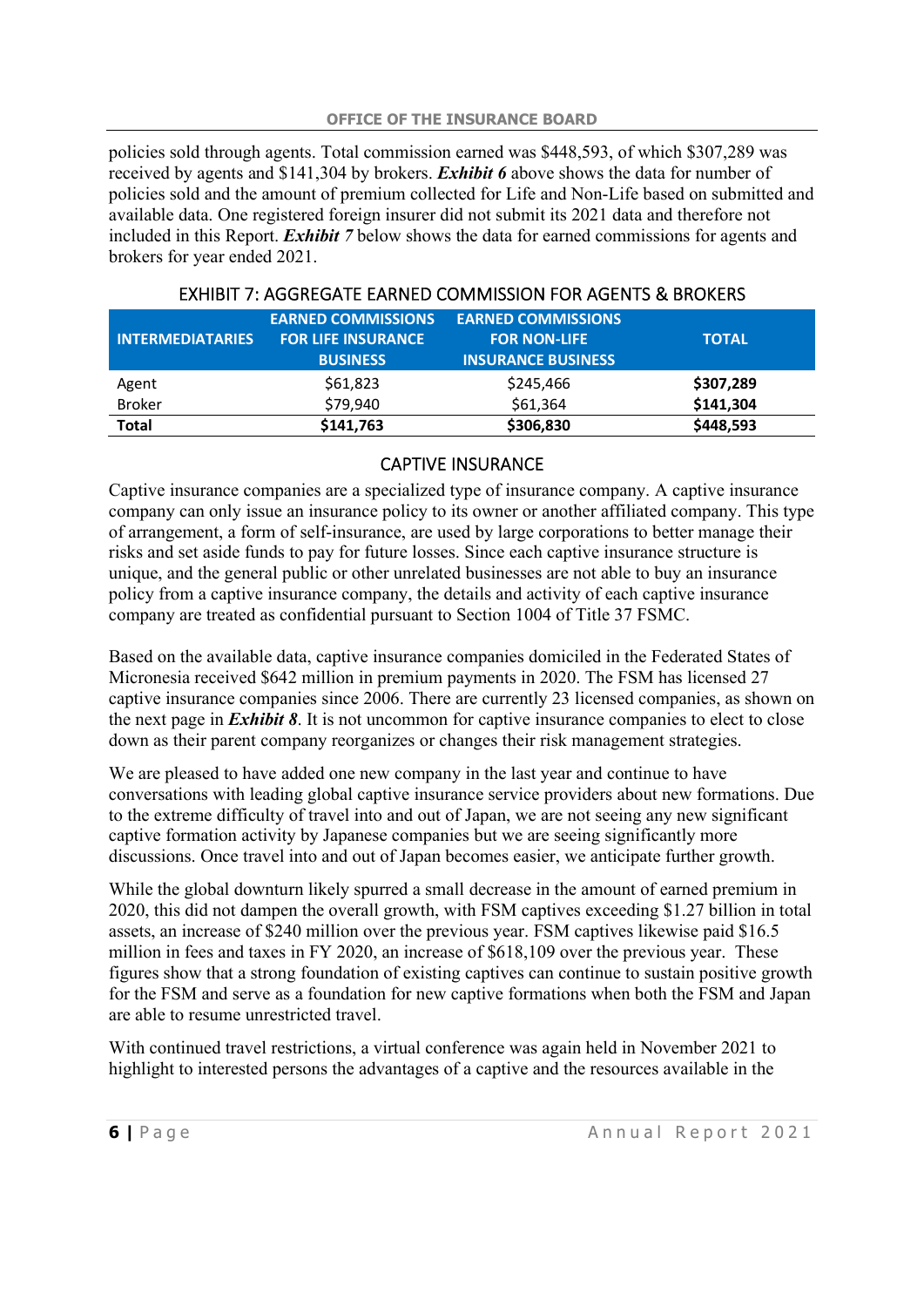policies sold through agents. Total commission earned was $448,593, of which $307,289 was received by agents and $141,304 by brokers. ***Exhibit 6*** above shows the data for number of policies sold and the amount of premium collected for Life and Non-Life based on submitted and available data. One registered foreign insurer did not submit its 2021 data and therefore not included in this Report. ***Exhibit 7*** below shows the data for earned commissions for agents and brokers for year ended 2021.

EXHIBIT 7: AGGREGATE EARNED COMMISSION FOR AGENTS & BROKERS

| INTERMEDIATARIES | EARNED COMMISSIONS FOR LIFE INSURANCE BUSINESS | EARNED COMMISSIONS FOR NON-LIFE INSURANCE BUSINESS | TOTAL |
|---|---|---|---|
| Agent | $61,823 | $245,466 | **$307,289** |
| Broker | $79,940 | $61,364 | **$141,304** |
| **Total** | **$141,763** | **$306,830** | **$448,593** |

## CAPTIVE INSURANCE

Captive insurance companies are a specialized type of insurance company. A captive insurance company can only issue an insurance policy to its owner or another affiliated company. This type of arrangement, a form of self-insurance, are used by large corporations to better manage their risks and set aside funds to pay for future losses. Since each captive insurance structure is unique, and the general public or other unrelated businesses are not able to buy an insurance policy from a captive insurance company, the details and activity of each captive insurance company are treated as confidential pursuant to Section 1004 of Title 37 FSMC.

Based on the available data, captive insurance companies domiciled in the Federated States of Micronesia received $642 million in premium payments in 2020. The FSM has licensed 27 captive insurance companies since 2006. There are currently 23 licensed companies, as shown on the next page in ***Exhibit 8***. It is not uncommon for captive insurance companies to elect to close down as their parent company reorganizes or changes their risk management strategies.

We are pleased to have added one new company in the last year and continue to have conversations with leading global captive insurance service providers about new formations. Due to the extreme difficulty of travel into and out of Japan, we are not seeing any new significant captive formation activity by Japanese companies but we are seeing significantly more discussions. Once travel into and out of Japan becomes easier, we anticipate further growth.

While the global downturn likely spurred a small decrease in the amount of earned premium in 2020, this did not dampen the overall growth, with FSM captives exceeding $1.27 billion in total assets, an increase of $240 million over the previous year. FSM captives likewise paid $16.5 million in fees and taxes in FY 2020, an increase of $618,109 over the previous year. These figures show that a strong foundation of existing captives can continue to sustain positive growth for the FSM and serve as a foundation for new captive formations when both the FSM and Japan are able to resume unrestricted travel.

With continued travel restrictions, a virtual conference was again held in November 2021 to highlight to interested persons the advantages of a captive and the resources available in the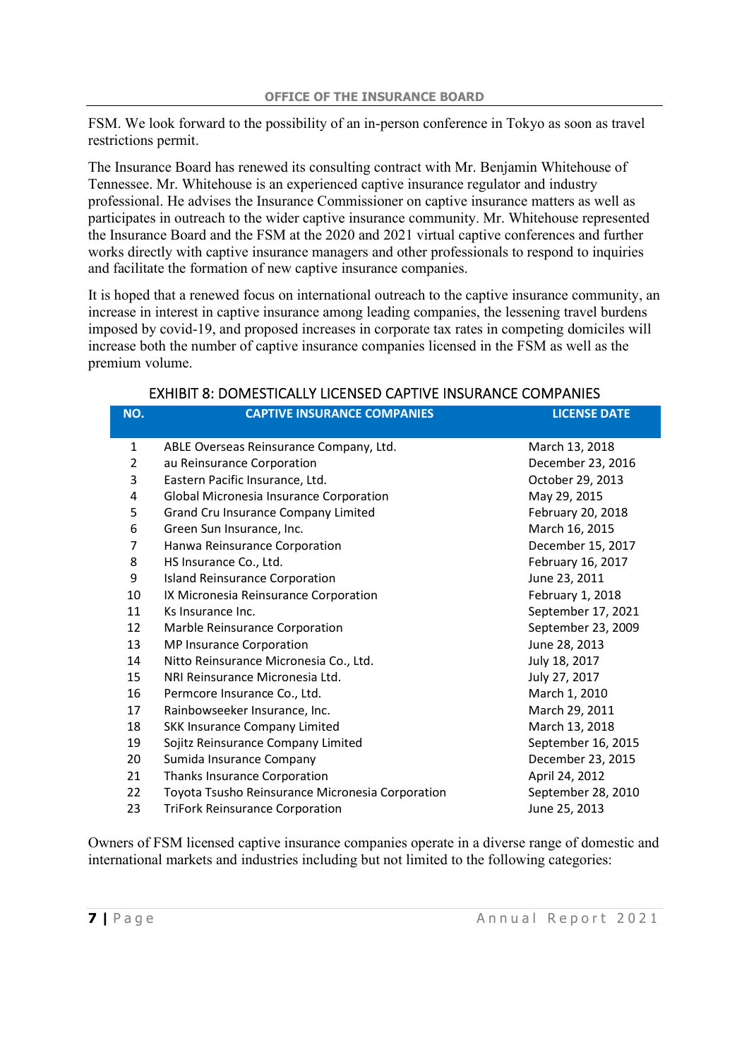FSM. We look forward to the possibility of an in-person conference in Tokyo as soon as travel restrictions permit.

The Insurance Board has renewed its consulting contract with Mr. Benjamin Whitehouse of Tennessee. Mr. Whitehouse is an experienced captive insurance regulator and industry professional. He advises the Insurance Commissioner on captive insurance matters as well as participates in outreach to the wider captive insurance community. Mr. Whitehouse represented the Insurance Board and the FSM at the 2020 and 2021 virtual captive conferences and further works directly with captive insurance managers and other professionals to respond to inquiries and facilitate the formation of new captive insurance companies.

It is hoped that a renewed focus on international outreach to the captive insurance community, an increase in interest in captive insurance among leading companies, the lessening travel burdens imposed by covid-19, and proposed increases in corporate tax rates in competing domiciles will increase both the number of captive insurance companies licensed in the FSM as well as the premium volume.

EXHIBIT 8: DOMESTICALLY LICENSED CAPTIVE INSURANCE COMPANIES

| NO. | CAPTIVE INSURANCE COMPANIES | LICENSE DATE |
|---|---|---|
| 1 | ABLE Overseas Reinsurance Company, Ltd. | March 13, 2018 |
| 2 | au Reinsurance Corporation | December 23, 2016 |
| 3 | Eastern Pacific Insurance, Ltd. | October 29, 2013 |
| 4 | Global Micronesia Insurance Corporation | May 29, 2015 |
| 5 | Grand Cru Insurance Company Limited | February 20, 2018 |
| 6 | Green Sun Insurance, Inc. | March 16, 2015 |
| 7 | Hanwa Reinsurance Corporation | December 15, 2017 |
| 8 | HS Insurance Co., Ltd. | February 16, 2017 |
| 9 | Island Reinsurance Corporation | June 23, 2011 |
| 10 | IX Micronesia Reinsurance Corporation | February 1, 2018 |
| 11 | Ks Insurance Inc. | September 17, 2021 |
| 12 | Marble Reinsurance Corporation | September 23, 2009 |
| 13 | MP Insurance Corporation | June 28, 2013 |
| 14 | Nitto Reinsurance Micronesia Co., Ltd. | July 18, 2017 |
| 15 | NRI Reinsurance Micronesia Ltd. | July 27, 2017 |
| 16 | Permcore Insurance Co., Ltd. | March 1, 2010 |
| 17 | Rainbowseeker Insurance, Inc. | March 29, 2011 |
| 18 | SKK Insurance Company Limited | March 13, 2018 |
| 19 | Sojitz Reinsurance Company Limited | September 16, 2015 |
| 20 | Sumida Insurance Company | December 23, 2015 |
| 21 | Thanks Insurance Corporation | April 24, 2012 |
| 22 | Toyota Tsusho Reinsurance Micronesia Corporation | September 28, 2010 |
| 23 | TriFork Reinsurance Corporation | June 25, 2013 |

Owners of FSM licensed captive insurance companies operate in a diverse range of domestic and international markets and industries including but not limited to the following categories: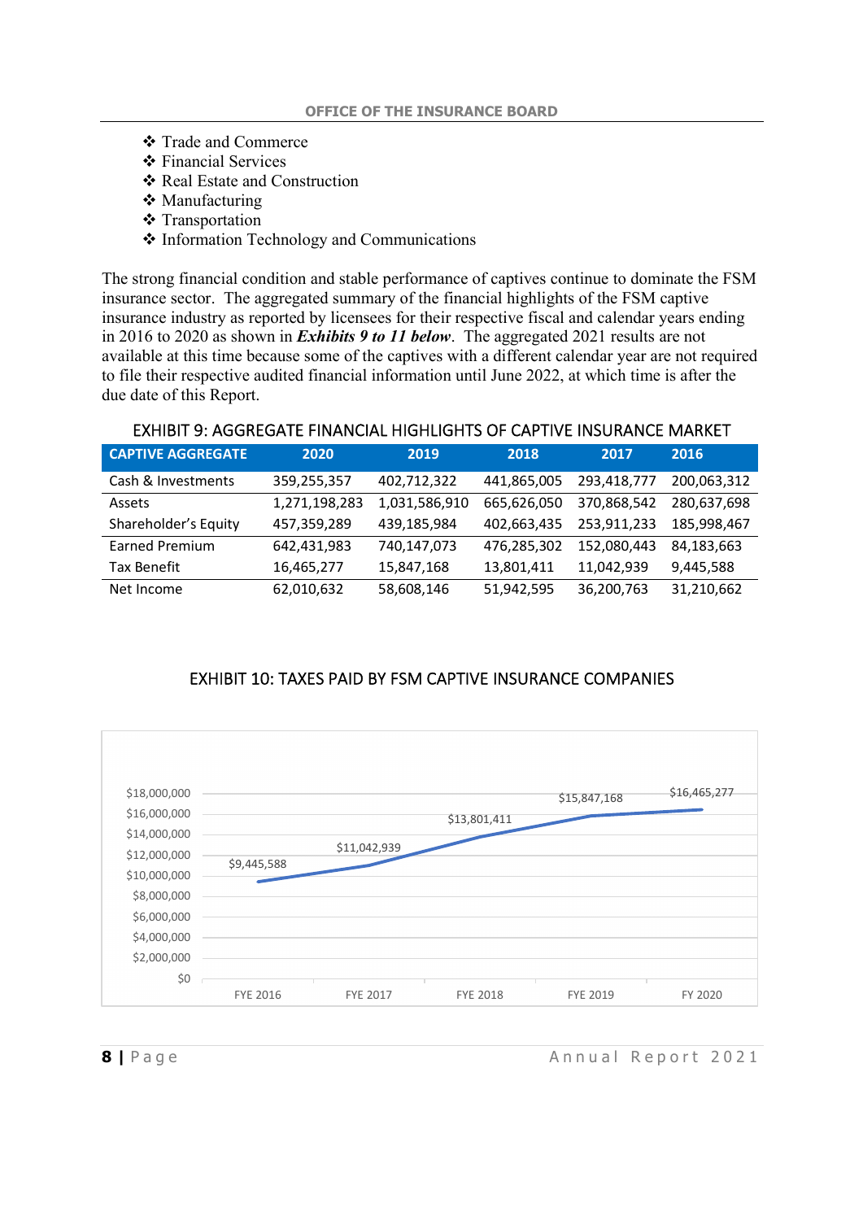- ❖ Trade and Commerce
- ❖ Financial Services
- ❖ Real Estate and Construction
- ❖ Manufacturing
- ❖ Transportation
- ❖ Information Technology and Communications

The strong financial condition and stable performance of captives continue to dominate the FSM insurance sector. The aggregated summary of the financial highlights of the FSM captive insurance industry as reported by licensees for their respective fiscal and calendar years ending in 2016 to 2020 as shown in ***Exhibits 9 to 11 below***. The aggregated 2021 results are not available at this time because some of the captives with a different calendar year are not required to file their respective audited financial information until June 2022, at which time is after the due date of this Report.

EXHIBIT 9: AGGREGATE FINANCIAL HIGHLIGHTS OF CAPTIVE INSURANCE MARKET

| CAPTIVE AGGREGATE | 2020 | 2019 | 2018 | 2017 | 2016 |
|---|---|---|---|---|---|
| Cash & Investments | 359,255,357 | 402,712,322 | 441,865,005 | 293,418,777 | 200,063,312 |
| Assets | 1,271,198,283 | 1,031,586,910 | 665,626,050 | 370,868,542 | 280,637,698 |
| Shareholder's Equity | 457,359,289 | 439,185,984 | 402,663,435 | 253,911,233 | 185,998,467 |
| Earned Premium | 642,431,983 | 740,147,073 | 476,285,302 | 152,080,443 | 84,183,663 |
| Tax Benefit | 16,465,277 | 15,847,168 | 13,801,411 | 11,042,939 | 9,445,588 |
| Net Income | 62,010,632 | 58,608,146 | 51,942,595 | 36,200,763 | 31,210,662 |

EXHIBIT 10: TAXES PAID BY FSM CAPTIVE INSURANCE COMPANIES

| | FYE 2016 | FYE 2017 | FYE 2018 | FYE 2019 | FY 2020 |
|---|---|---|---|---|---|
| Taxes Paid | $9,445,588 | $11,042,939 | $13,801,411 | $15,847,168 | $16,465,277 |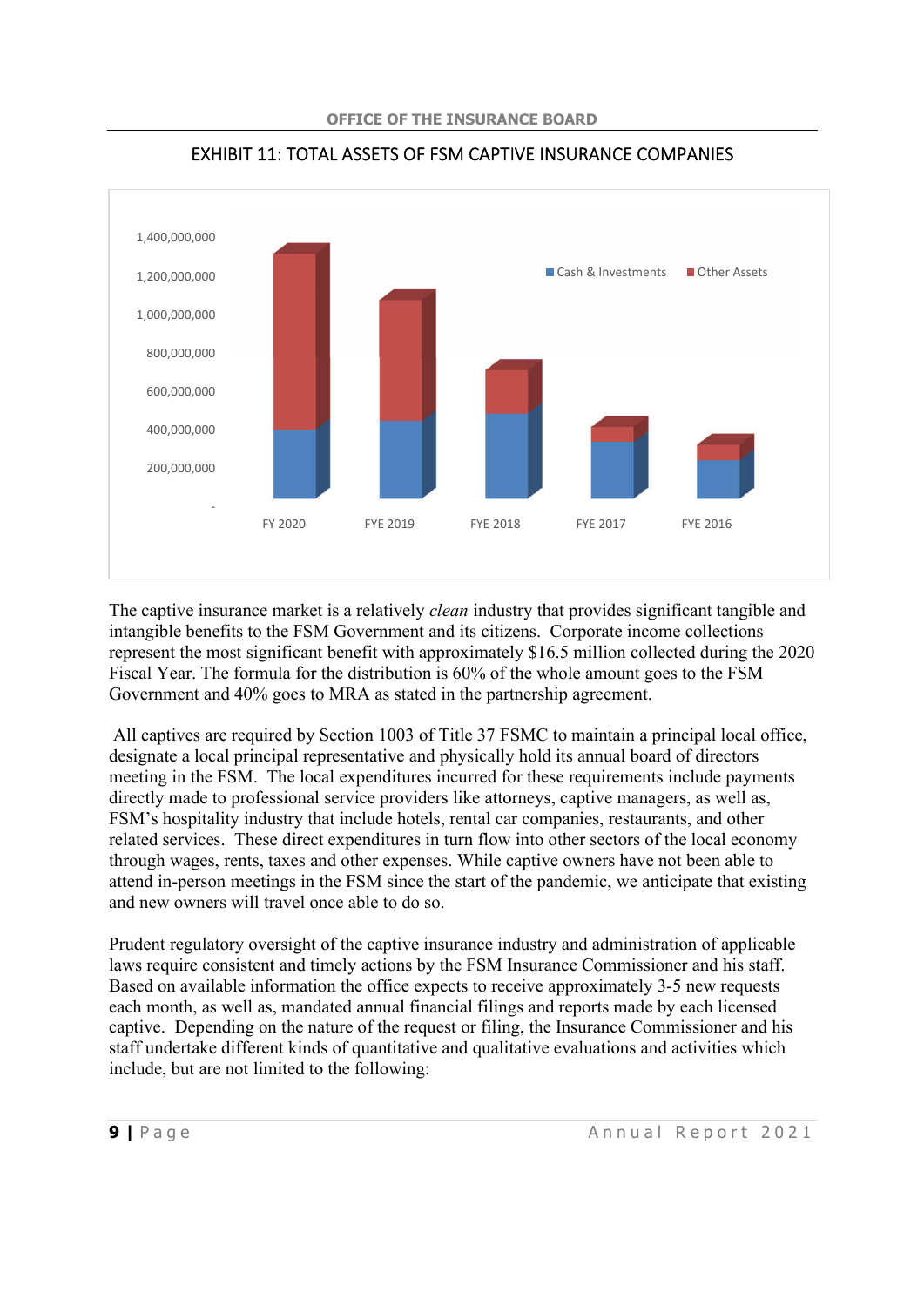## EXHIBIT 11: TOTAL ASSETS OF FSM CAPTIVE INSURANCE COMPANIES

The captive insurance market is a relatively *clean* industry that provides significant tangible and intangible benefits to the FSM Government and its citizens. Corporate income collections represent the most significant benefit with approximately $16.5 million collected during the 2020 Fiscal Year. The formula for the distribution is 60% of the whole amount goes to the FSM Government and 40% goes to MRA as stated in the partnership agreement.

All captives are required by Section 1003 of Title 37 FSMC to maintain a principal local office, designate a local principal representative and physically hold its annual board of directors meeting in the FSM. The local expenditures incurred for these requirements include payments directly made to professional service providers like attorneys, captive managers, as well as, FSM's hospitality industry that include hotels, rental car companies, restaurants, and other related services. These direct expenditures in turn flow into other sectors of the local economy through wages, rents, taxes and other expenses. While captive owners have not been able to attend in-person meetings in the FSM since the start of the pandemic, we anticipate that existing and new owners will travel once able to do so.

Prudent regulatory oversight of the captive insurance industry and administration of applicable laws require consistent and timely actions by the FSM Insurance Commissioner and his staff. Based on available information the office expects to receive approximately 3-5 new requests each month, as well as, mandated annual financial filings and reports made by each licensed captive. Depending on the nature of the request or filing, the Insurance Commissioner and his staff undertake different kinds of quantitative and qualitative evaluations and activities which include, but are not limited to the following: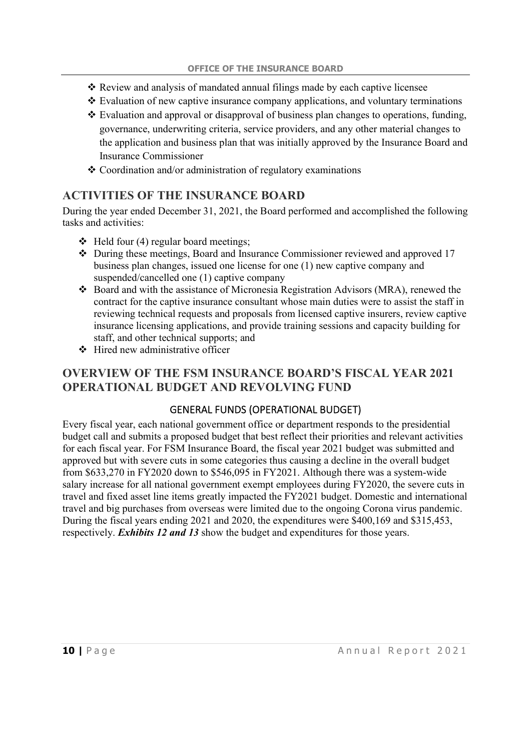- ❖ Review and analysis of mandated annual filings made by each captive licensee
- ❖ Evaluation of new captive insurance company applications, and voluntary terminations
- ❖ Evaluation and approval or disapproval of business plan changes to operations, funding, governance, underwriting criteria, service providers, and any other material changes to the application and business plan that was initially approved by the Insurance Board and Insurance Commissioner
- ❖ Coordination and/or administration of regulatory examinations

## ACTIVITIES OF THE INSURANCE BOARD

During the year ended December 31, 2021, the Board performed and accomplished the following tasks and activities:

- ❖ Held four (4) regular board meetings;
- ❖ During these meetings, Board and Insurance Commissioner reviewed and approved 17 business plan changes, issued one license for one (1) new captive company and suspended/cancelled one (1) captive company
- ❖ Board and with the assistance of Micronesia Registration Advisors (MRA), renewed the contract for the captive insurance consultant whose main duties were to assist the staff in reviewing technical requests and proposals from licensed captive insurers, review captive insurance licensing applications, and provide training sessions and capacity building for staff, and other technical supports; and
- ❖ Hired new administrative officer

## OVERVIEW OF THE FSM INSURANCE BOARD'S FISCAL YEAR 2021 OPERATIONAL BUDGET AND REVOLVING FUND

### GENERAL FUNDS (OPERATIONAL BUDGET)

Every fiscal year, each national government office or department responds to the presidential budget call and submits a proposed budget that best reflect their priorities and relevant activities for each fiscal year. For FSM Insurance Board, the fiscal year 2021 budget was submitted and approved but with severe cuts in some categories thus causing a decline in the overall budget from $633,270 in FY2020 down to $546,095 in FY2021. Although there was a system-wide salary increase for all national government exempt employees during FY2020, the severe cuts in travel and fixed asset line items greatly impacted the FY2021 budget. Domestic and international travel and big purchases from overseas were limited due to the ongoing Corona virus pandemic. During the fiscal years ending 2021 and 2020, the expenditures were $400,169 and $315,453, respectively. ***Exhibits 12 and 13*** show the budget and expenditures for those years.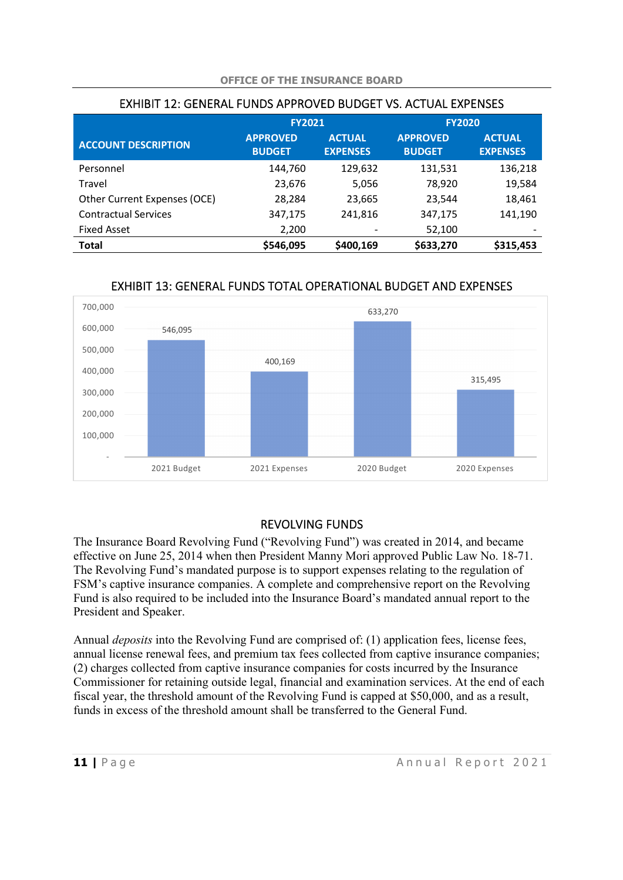## EXHIBIT 12: GENERAL FUNDS APPROVED BUDGET VS. ACTUAL EXPENSES

| ACCOUNT DESCRIPTION | FY2021 | | FY2020 | |
|---|---|---|---|---|
| | APPROVED BUDGET | ACTUAL EXPENSES | APPROVED BUDGET | ACTUAL EXPENSES |
| Personnel | 144,760 | 129,632 | 131,531 | 136,218 |
| Travel | 23,676 | 5,056 | 78,920 | 19,584 |
| Other Current Expenses (OCE) | 28,284 | 23,665 | 23,544 | 18,461 |
| Contractual Services | 347,175 | 241,816 | 347,175 | 141,190 |
| Fixed Asset | 2,200 | - | 52,100 | - |
| **Total** | **$546,095** | **$400,169** | **$633,270** | **$315,453** |

## EXHIBIT 13: GENERAL FUNDS TOTAL OPERATIONAL BUDGET AND EXPENSES

| | 2021 Budget | 2021 Expenses | 2020 Budget | 2020 Expenses |
|---|---|---|---|---|
| Amount | 546,095 | 400,169 | 633,270 | 315,495 |

## REVOLVING FUNDS

The Insurance Board Revolving Fund ("Revolving Fund") was created in 2014, and became effective on June 25, 2014 when then President Manny Mori approved Public Law No. 18-71. The Revolving Fund's mandated purpose is to support expenses relating to the regulation of FSM's captive insurance companies. A complete and comprehensive report on the Revolving Fund is also required to be included into the Insurance Board's mandated annual report to the President and Speaker.

Annual *deposits* into the Revolving Fund are comprised of: (1) application fees, license fees, annual license renewal fees, and premium tax fees collected from captive insurance companies; (2) charges collected from captive insurance companies for costs incurred by the Insurance Commissioner for retaining outside legal, financial and examination services. At the end of each fiscal year, the threshold amount of the Revolving Fund is capped at $50,000, and as a result, funds in excess of the threshold amount shall be transferred to the General Fund.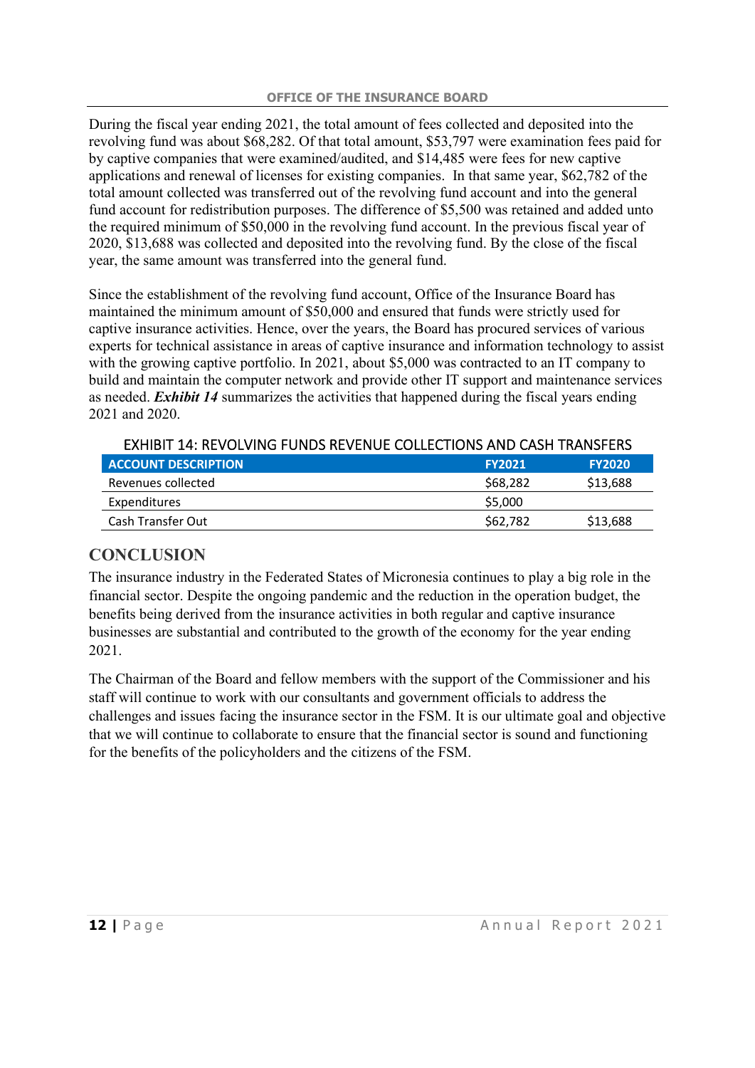During the fiscal year ending 2021, the total amount of fees collected and deposited into the revolving fund was about $68,282. Of that total amount, $53,797 were examination fees paid for by captive companies that were examined/audited, and $14,485 were fees for new captive applications and renewal of licenses for existing companies. In that same year, $62,782 of the total amount collected was transferred out of the revolving fund account and into the general fund account for redistribution purposes. The difference of $5,500 was retained and added unto the required minimum of $50,000 in the revolving fund account. In the previous fiscal year of 2020, $13,688 was collected and deposited into the revolving fund. By the close of the fiscal year, the same amount was transferred into the general fund.

Since the establishment of the revolving fund account, Office of the Insurance Board has maintained the minimum amount of $50,000 and ensured that funds were strictly used for captive insurance activities. Hence, over the years, the Board has procured services of various experts for technical assistance in areas of captive insurance and information technology to assist with the growing captive portfolio. In 2021, about $5,000 was contracted to an IT company to build and maintain the computer network and provide other IT support and maintenance services as needed. ***Exhibit 14*** summarizes the activities that happened during the fiscal years ending 2021 and 2020.

EXHIBIT 14: REVOLVING FUNDS REVENUE COLLECTIONS AND CASH TRANSFERS

| ACCOUNT DESCRIPTION | FY2021 | FY2020 |
|---|---|---|
| Revenues collected | $68,282 | $13,688 |
| Expenditures | $5,000 | |
| Cash Transfer Out | $62,782 | $13,688 |

## CONCLUSION

The insurance industry in the Federated States of Micronesia continues to play a big role in the financial sector. Despite the ongoing pandemic and the reduction in the operation budget, the benefits being derived from the insurance activities in both regular and captive insurance businesses are substantial and contributed to the growth of the economy for the year ending 2021.

The Chairman of the Board and fellow members with the support of the Commissioner and his staff will continue to work with our consultants and government officials to address the challenges and issues facing the insurance sector in the FSM. It is our ultimate goal and objective that we will continue to collaborate to ensure that the financial sector is sound and functioning for the benefits of the policyholders and the citizens of the FSM.